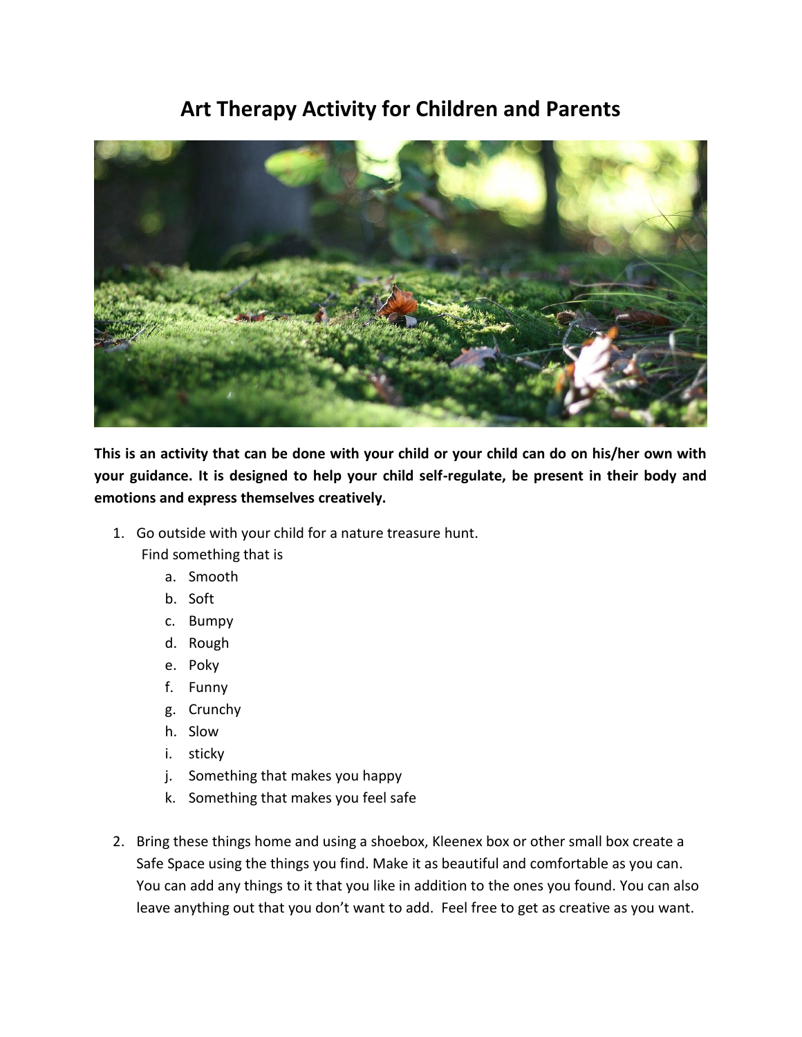# Art Therapy Activity for Children and Parents

**This is an activity that can be done with your child or your child can do on his/her own with your guidance. It is designed to help your child self-regulate, be present in their body and emotions and express themselves creatively.**

1. Go outside with your child for a nature treasure hunt.
   Find something that is
   a. Smooth
   b. Soft
   c. Bumpy
   d. Rough
   e. Poky
   f. Funny
   g. Crunchy
   h. Slow
   i. sticky
   j. Something that makes you happy
   k. Something that makes you feel safe

2. Bring these things home and using a shoebox, Kleenex box or other small box create a Safe Space using the things you find. Make it as beautiful and comfortable as you can. You can add any things to it that you like in addition to the ones you found. You can also leave anything out that you don't want to add. Feel free to get as creative as you want.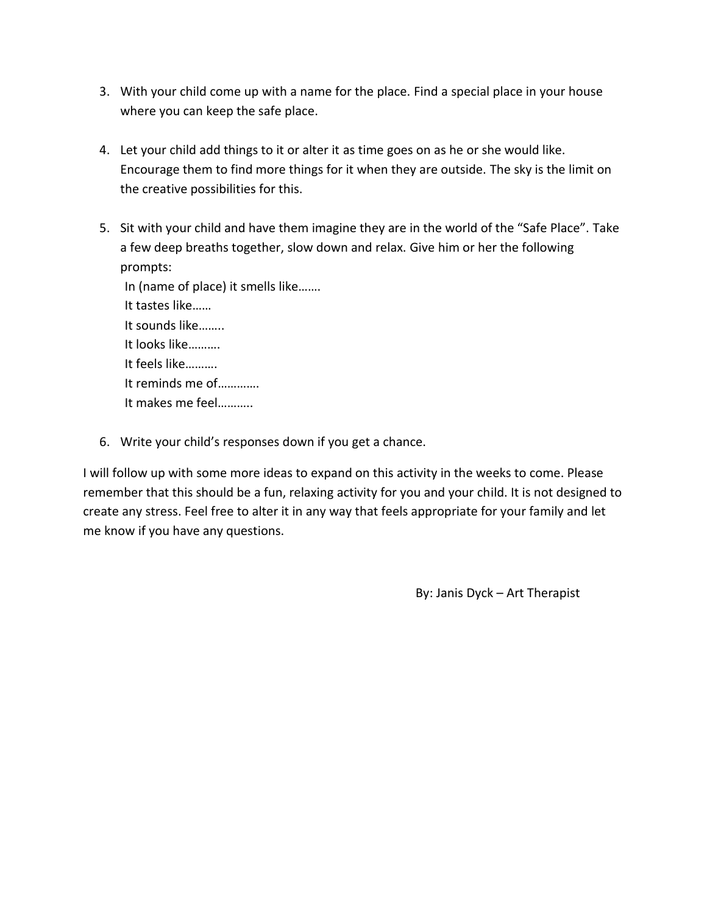3. With your child come up with a name for the place. Find a special place in your house where you can keep the safe place.

4. Let your child add things to it or alter it as time goes on as he or she would like. Encourage them to find more things for it when they are outside. The sky is the limit on the creative possibilities for this.

5. Sit with your child and have them imagine they are in the world of the "Safe Place". Take a few deep breaths together, slow down and relax. Give him or her the following prompts:
   In (name of place) it smells like…….
   It tastes like……
   It sounds like……..
   It looks like……….
   It feels like……….
   It reminds me of…………
   It makes me feel………..

6. Write your child's responses down if you get a chance.

I will follow up with some more ideas to expand on this activity in the weeks to come. Please remember that this should be a fun, relaxing activity for you and your child. It is not designed to create any stress. Feel free to alter it in any way that feels appropriate for your family and let me know if you have any questions.

By: Janis Dyck – Art Therapist